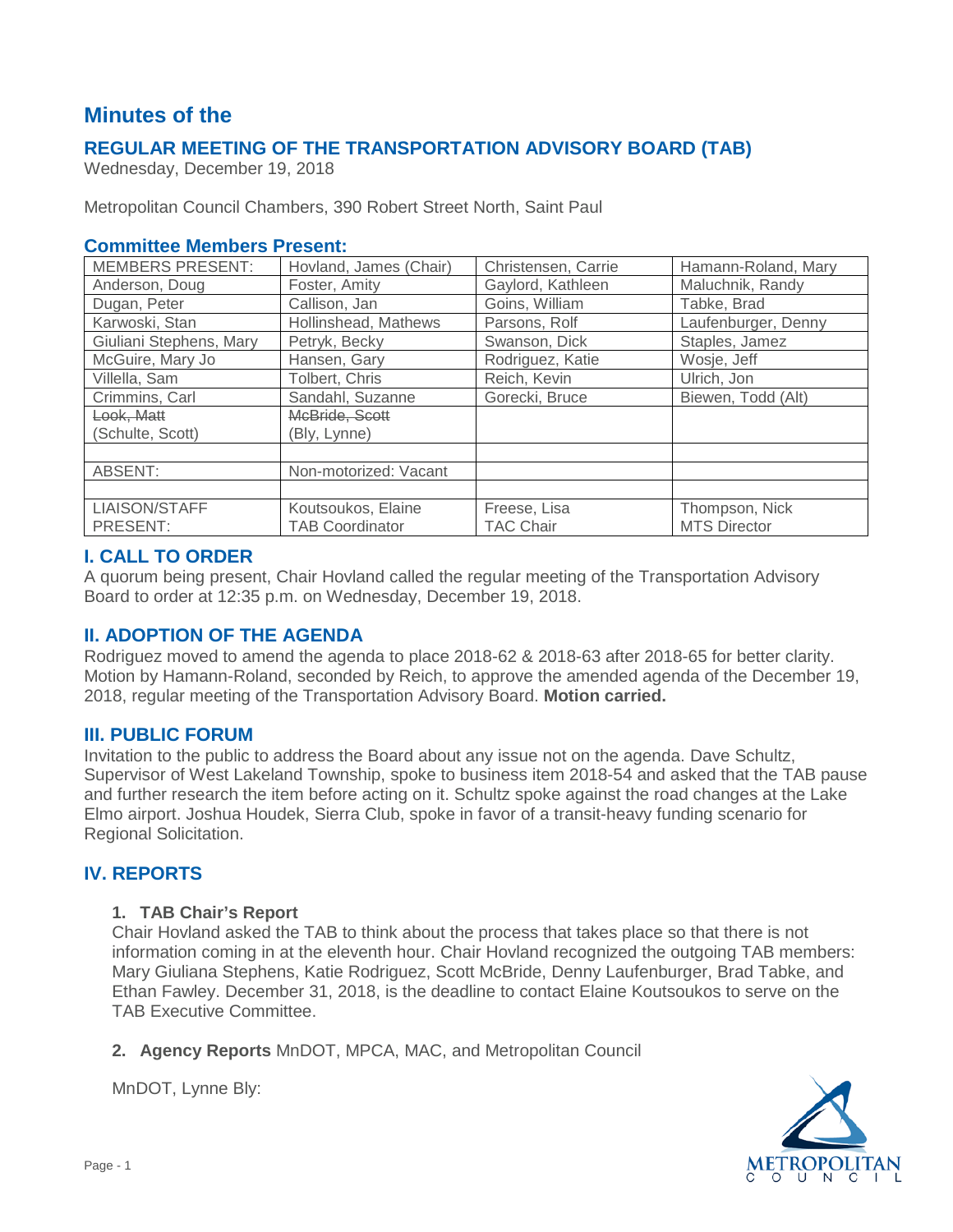# Minutes of the

## REGULAR MEETING OF THE TRANSPORTATION ADVISORY BOARD (TAB)

Wednesday, December 19, 2018

Metropolitan Council Chambers, 390 Robert Street North, Saint Paul

### Committee Members Present:

| MEMBERS PRESENT: | Hovland, James (Chair) | Christensen, Carrie | Hamann-Roland, Mary |
|---|---|---|---|
| Anderson, Doug | Foster, Amity | Gaylord, Kathleen | Maluchnik, Randy |
| Dugan, Peter | Callison, Jan | Goins, William | Tabke, Brad |
| Karwoski, Stan | Hollinshead, Mathews | Parsons, Rolf | Laufenburger, Denny |
| Giuliani Stephens, Mary | Petryk, Becky | Swanson, Dick | Staples, Jamez |
| McGuire, Mary Jo | Hansen, Gary | Rodriguez, Katie | Wosje, Jeff |
| Villella, Sam | Tolbert, Chris | Reich, Kevin | Ulrich, Jon |
| Crimmins, Carl | Sandahl, Suzanne | Gorecki, Bruce | Biewen, Todd (Alt) |
| ~~Look, Matt~~ (Schulte, Scott) | ~~McBride, Scott~~ (Bly, Lynne) | | |
| | | | |
| ABSENT: | Non-motorized: Vacant | | |
| | | | |
| LIAISON/STAFF PRESENT: | Koutsoukos, Elaine TAB Coordinator | Freese, Lisa TAC Chair | Thompson, Nick MTS Director |

### I. CALL TO ORDER

A quorum being present, Chair Hovland called the regular meeting of the Transportation Advisory Board to order at 12:35 p.m. on Wednesday, December 19, 2018.

### II. ADOPTION OF THE AGENDA

Rodriguez moved to amend the agenda to place 2018-62 & 2018-63 after 2018-65 for better clarity. Motion by Hamann-Roland, seconded by Reich, to approve the amended agenda of the December 19, 2018, regular meeting of the Transportation Advisory Board. **Motion carried.**

### III. PUBLIC FORUM

Invitation to the public to address the Board about any issue not on the agenda. Dave Schultz, Supervisor of West Lakeland Township, spoke to business item 2018-54 and asked that the TAB pause and further research the item before acting on it. Schultz spoke against the road changes at the Lake Elmo airport. Joshua Houdek, Sierra Club, spoke in favor of a transit-heavy funding scenario for Regional Solicitation.

### IV. REPORTS

1. **TAB Chair's Report**

   Chair Hovland asked the TAB to think about the process that takes place so that there is not information coming in at the eleventh hour. Chair Hovland recognized the outgoing TAB members: Mary Giuliana Stephens, Katie Rodriguez, Scott McBride, Denny Laufenburger, Brad Tabke, and Ethan Fawley. December 31, 2018, is the deadline to contact Elaine Koutsoukos to serve on the TAB Executive Committee.

2. **Agency Reports** MnDOT, MPCA, MAC, and Metropolitan Council

   MnDOT, Lynne Bly: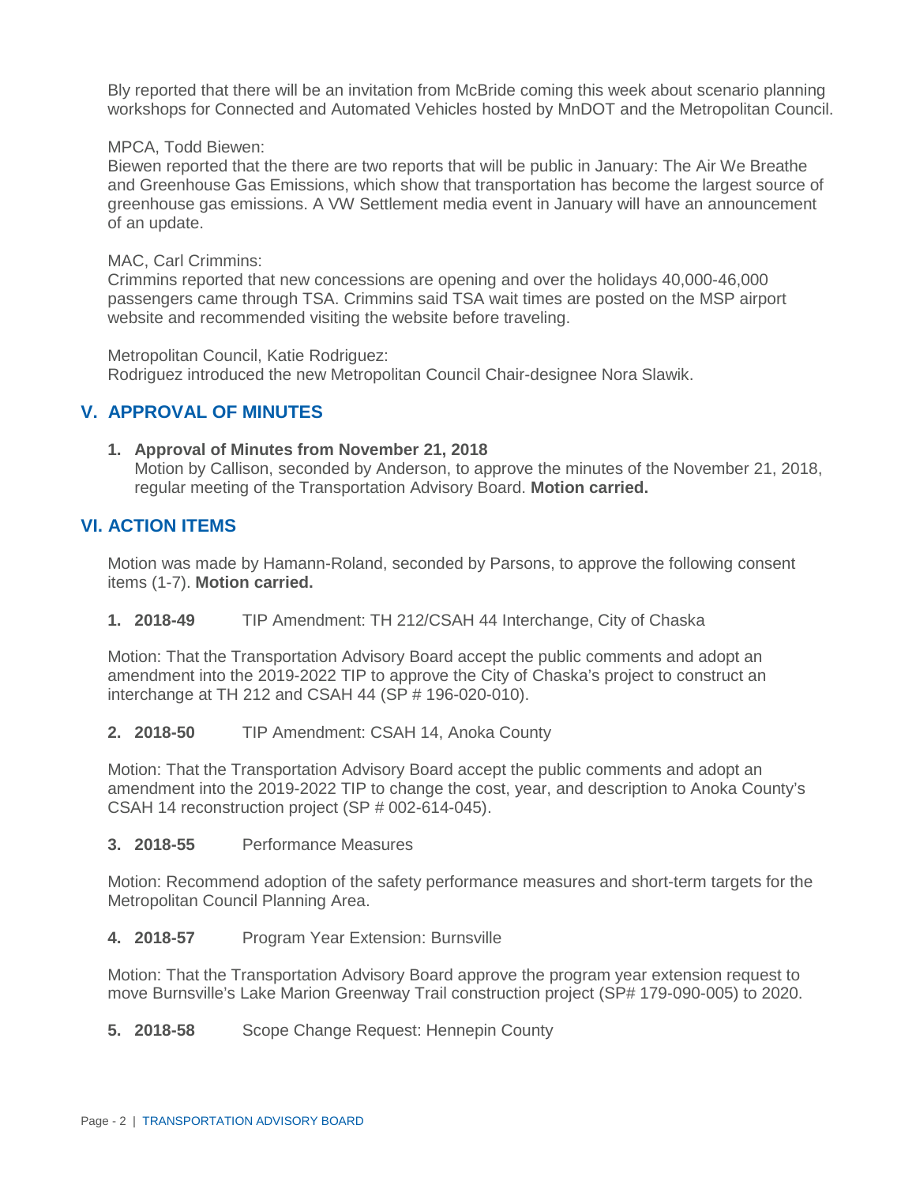Bly reported that there will be an invitation from McBride coming this week about scenario planning workshops for Connected and Automated Vehicles hosted by MnDOT and the Metropolitan Council.

MPCA, Todd Biewen:
Biewen reported that the there are two reports that will be public in January: The Air We Breathe and Greenhouse Gas Emissions, which show that transportation has become the largest source of greenhouse gas emissions. A VW Settlement media event in January will have an announcement of an update.

MAC, Carl Crimmins:
Crimmins reported that new concessions are opening and over the holidays 40,000-46,000 passengers came through TSA. Crimmins said TSA wait times are posted on the MSP airport website and recommended visiting the website before traveling.

Metropolitan Council, Katie Rodriguez:
Rodriguez introduced the new Metropolitan Council Chair-designee Nora Slawik.

## V. APPROVAL OF MINUTES

1. **Approval of Minutes from November 21, 2018**
   Motion by Callison, seconded by Anderson, to approve the minutes of the November 21, 2018, regular meeting of the Transportation Advisory Board. **Motion carried.**

## VI. ACTION ITEMS

Motion was made by Hamann-Roland, seconded by Parsons, to approve the following consent items (1-7). **Motion carried.**

1. **2018-49** TIP Amendment: TH 212/CSAH 44 Interchange, City of Chaska

Motion: That the Transportation Advisory Board accept the public comments and adopt an amendment into the 2019-2022 TIP to approve the City of Chaska's project to construct an interchange at TH 212 and CSAH 44 (SP # 196-020-010).

2. **2018-50** TIP Amendment: CSAH 14, Anoka County

Motion: That the Transportation Advisory Board accept the public comments and adopt an amendment into the 2019-2022 TIP to change the cost, year, and description to Anoka County's CSAH 14 reconstruction project (SP # 002-614-045).

3. **2018-55** Performance Measures

Motion: Recommend adoption of the safety performance measures and short-term targets for the Metropolitan Council Planning Area.

4. **2018-57** Program Year Extension: Burnsville

Motion: That the Transportation Advisory Board approve the program year extension request to move Burnsville's Lake Marion Greenway Trail construction project (SP# 179-090-005) to 2020.

5. **2018-58** Scope Change Request: Hennepin County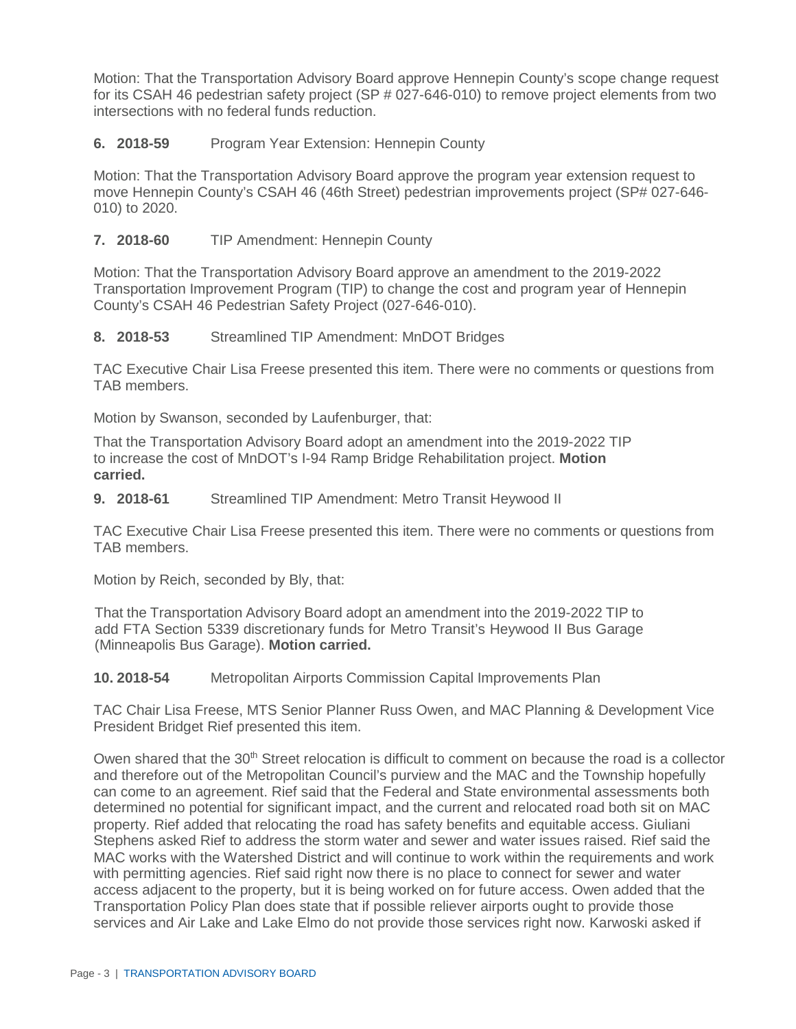Motion: That the Transportation Advisory Board approve Hennepin County's scope change request for its CSAH 46 pedestrian safety project (SP # 027-646-010) to remove project elements from two intersections with no federal funds reduction.

**6. 2018-59** Program Year Extension: Hennepin County

Motion: That the Transportation Advisory Board approve the program year extension request to move Hennepin County's CSAH 46 (46th Street) pedestrian improvements project (SP# 027-646-010) to 2020.

**7. 2018-60** TIP Amendment: Hennepin County

Motion: That the Transportation Advisory Board approve an amendment to the 2019-2022 Transportation Improvement Program (TIP) to change the cost and program year of Hennepin County's CSAH 46 Pedestrian Safety Project (027-646-010).

**8. 2018-53** Streamlined TIP Amendment: MnDOT Bridges

TAC Executive Chair Lisa Freese presented this item. There were no comments or questions from TAB members.

Motion by Swanson, seconded by Laufenburger, that:

That the Transportation Advisory Board adopt an amendment into the 2019-2022 TIP to increase the cost of MnDOT's I-94 Ramp Bridge Rehabilitation project. **Motion carried.**

**9. 2018-61** Streamlined TIP Amendment: Metro Transit Heywood II

TAC Executive Chair Lisa Freese presented this item. There were no comments or questions from TAB members.

Motion by Reich, seconded by Bly, that:

That the Transportation Advisory Board adopt an amendment into the 2019-2022 TIP to add FTA Section 5339 discretionary funds for Metro Transit's Heywood II Bus Garage (Minneapolis Bus Garage). **Motion carried.**

**10. 2018-54** Metropolitan Airports Commission Capital Improvements Plan

TAC Chair Lisa Freese, MTS Senior Planner Russ Owen, and MAC Planning & Development Vice President Bridget Rief presented this item.

Owen shared that the 30th Street relocation is difficult to comment on because the road is a collector and therefore out of the Metropolitan Council's purview and the MAC and the Township hopefully can come to an agreement. Rief said that the Federal and State environmental assessments both determined no potential for significant impact, and the current and relocated road both sit on MAC property. Rief added that relocating the road has safety benefits and equitable access. Giuliani Stephens asked Rief to address the storm water and sewer and water issues raised. Rief said the MAC works with the Watershed District and will continue to work within the requirements and work with permitting agencies. Rief said right now there is no place to connect for sewer and water access adjacent to the property, but it is being worked on for future access. Owen added that the Transportation Policy Plan does state that if possible reliever airports ought to provide those services and Air Lake and Lake Elmo do not provide those services right now. Karwoski asked if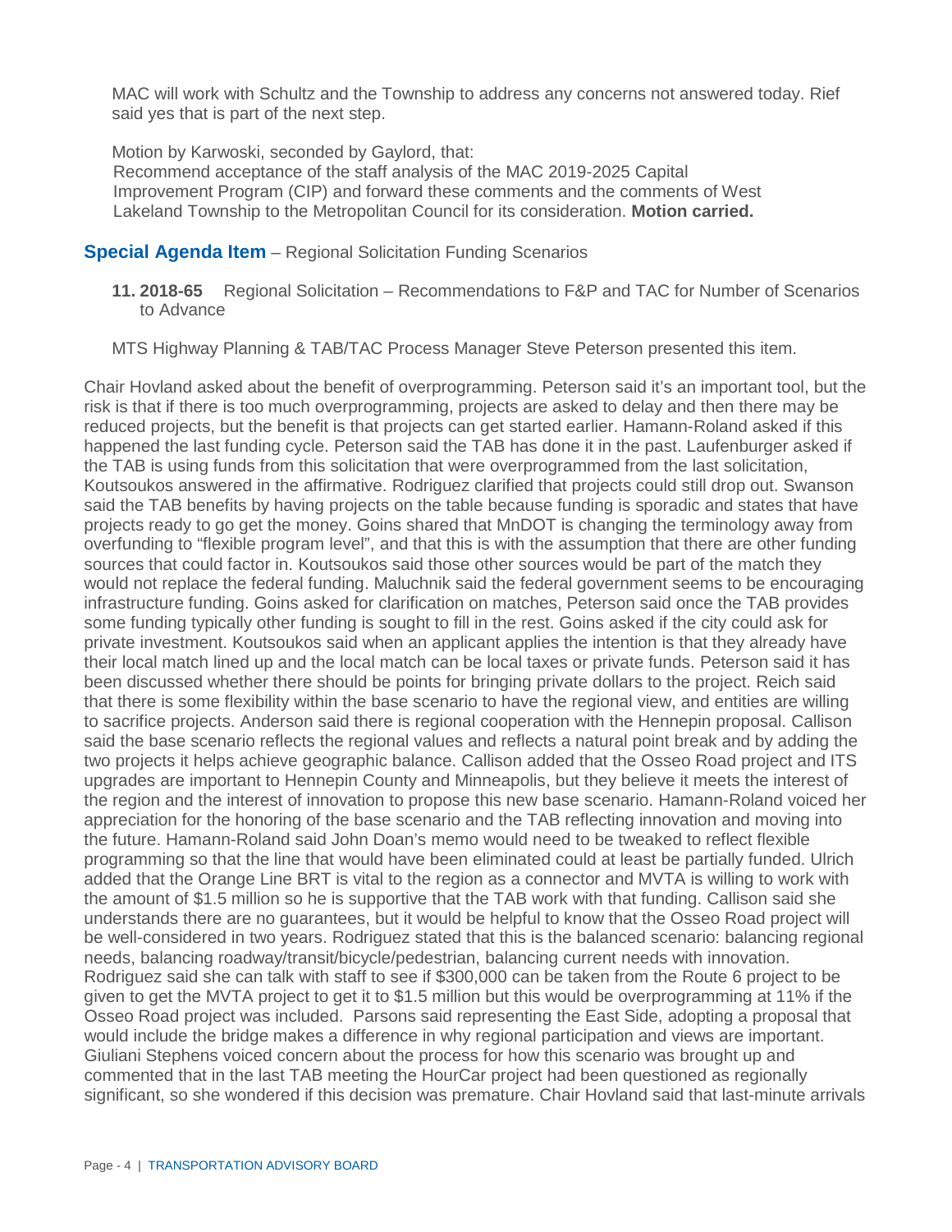MAC will work with Schultz and the Township to address any concerns not answered today. Rief said yes that is part of the next step.

Motion by Karwoski, seconded by Gaylord, that:
Recommend acceptance of the staff analysis of the MAC 2019-2025 Capital Improvement Program (CIP) and forward these comments and the comments of West Lakeland Township to the Metropolitan Council for its consideration. **Motion carried.**

## **Special Agenda Item** – Regional Solicitation Funding Scenarios

**11. 2018-65** Regional Solicitation – Recommendations to F&P and TAC for Number of Scenarios to Advance

MTS Highway Planning & TAB/TAC Process Manager Steve Peterson presented this item.

Chair Hovland asked about the benefit of overprogramming. Peterson said it's an important tool, but the risk is that if there is too much overprogramming, projects are asked to delay and then there may be reduced projects, but the benefit is that projects can get started earlier. Hamann-Roland asked if this happened the last funding cycle. Peterson said the TAB has done it in the past. Laufenburger asked if the TAB is using funds from this solicitation that were overprogrammed from the last solicitation, Koutsoukos answered in the affirmative. Rodriguez clarified that projects could still drop out. Swanson said the TAB benefits by having projects on the table because funding is sporadic and states that have projects ready to go get the money. Goins shared that MnDOT is changing the terminology away from overfunding to "flexible program level", and that this is with the assumption that there are other funding sources that could factor in. Koutsoukos said those other sources would be part of the match they would not replace the federal funding. Maluchnik said the federal government seems to be encouraging infrastructure funding. Goins asked for clarification on matches, Peterson said once the TAB provides some funding typically other funding is sought to fill in the rest. Goins asked if the city could ask for private investment. Koutsoukos said when an applicant applies the intention is that they already have their local match lined up and the local match can be local taxes or private funds. Peterson said it has been discussed whether there should be points for bringing private dollars to the project. Reich said that there is some flexibility within the base scenario to have the regional view, and entities are willing to sacrifice projects. Anderson said there is regional cooperation with the Hennepin proposal. Callison said the base scenario reflects the regional values and reflects a natural point break and by adding the two projects it helps achieve geographic balance. Callison added that the Osseo Road project and ITS upgrades are important to Hennepin County and Minneapolis, but they believe it meets the interest of the region and the interest of innovation to propose this new base scenario. Hamann-Roland voiced her appreciation for the honoring of the base scenario and the TAB reflecting innovation and moving into the future. Hamann-Roland said John Doan's memo would need to be tweaked to reflect flexible programming so that the line that would have been eliminated could at least be partially funded. Ulrich added that the Orange Line BRT is vital to the region as a connector and MVTA is willing to work with the amount of $1.5 million so he is supportive that the TAB work with that funding. Callison said she understands there are no guarantees, but it would be helpful to know that the Osseo Road project will be well-considered in two years. Rodriguez stated that this is the balanced scenario: balancing regional needs, balancing roadway/transit/bicycle/pedestrian, balancing current needs with innovation. Rodriguez said she can talk with staff to see if $300,000 can be taken from the Route 6 project to be given to get the MVTA project to get it to $1.5 million but this would be overprogramming at 11% if the Osseo Road project was included. Parsons said representing the East Side, adopting a proposal that would include the bridge makes a difference in why regional participation and views are important. Giuliani Stephens voiced concern about the process for how this scenario was brought up and commented that in the last TAB meeting the HourCar project had been questioned as regionally significant, so she wondered if this decision was premature. Chair Hovland said that last-minute arrivals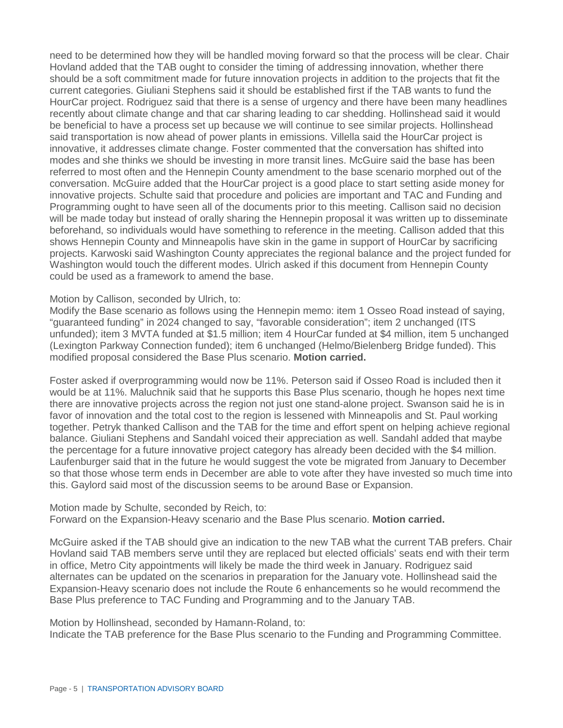need to be determined how they will be handled moving forward so that the process will be clear. Chair Hovland added that the TAB ought to consider the timing of addressing innovation, whether there should be a soft commitment made for future innovation projects in addition to the projects that fit the current categories. Giuliani Stephens said it should be established first if the TAB wants to fund the HourCar project. Rodriguez said that there is a sense of urgency and there have been many headlines recently about climate change and that car sharing leading to car shedding. Hollinshead said it would be beneficial to have a process set up because we will continue to see similar projects. Hollinshead said transportation is now ahead of power plants in emissions. Villella said the HourCar project is innovative, it addresses climate change. Foster commented that the conversation has shifted into modes and she thinks we should be investing in more transit lines. McGuire said the base has been referred to most often and the Hennepin County amendment to the base scenario morphed out of the conversation. McGuire added that the HourCar project is a good place to start setting aside money for innovative projects. Schulte said that procedure and policies are important and TAC and Funding and Programming ought to have seen all of the documents prior to this meeting. Callison said no decision will be made today but instead of orally sharing the Hennepin proposal it was written up to disseminate beforehand, so individuals would have something to reference in the meeting. Callison added that this shows Hennepin County and Minneapolis have skin in the game in support of HourCar by sacrificing projects. Karwoski said Washington County appreciates the regional balance and the project funded for Washington would touch the different modes. Ulrich asked if this document from Hennepin County could be used as a framework to amend the base.

Motion by Callison, seconded by Ulrich, to:
Modify the Base scenario as follows using the Hennepin memo: item 1 Osseo Road instead of saying, "guaranteed funding" in 2024 changed to say, "favorable consideration"; item 2 unchanged (ITS unfunded); item 3 MVTA funded at $1.5 million; item 4 HourCar funded at $4 million, item 5 unchanged (Lexington Parkway Connection funded); item 6 unchanged (Helmo/Bielenberg Bridge funded). This modified proposal considered the Base Plus scenario. **Motion carried.**

Foster asked if overprogramming would now be 11%. Peterson said if Osseo Road is included then it would be at 11%. Maluchnik said that he supports this Base Plus scenario, though he hopes next time there are innovative projects across the region not just one stand-alone project. Swanson said he is in favor of innovation and the total cost to the region is lessened with Minneapolis and St. Paul working together. Petryk thanked Callison and the TAB for the time and effort spent on helping achieve regional balance. Giuliani Stephens and Sandahl voiced their appreciation as well. Sandahl added that maybe the percentage for a future innovative project category has already been decided with the $4 million. Laufenburger said that in the future he would suggest the vote be migrated from January to December so that those whose term ends in December are able to vote after they have invested so much time into this. Gaylord said most of the discussion seems to be around Base or Expansion.

Motion made by Schulte, seconded by Reich, to:
Forward on the Expansion-Heavy scenario and the Base Plus scenario. **Motion carried.**

McGuire asked if the TAB should give an indication to the new TAB what the current TAB prefers. Chair Hovland said TAB members serve until they are replaced but elected officials' seats end with their term in office, Metro City appointments will likely be made the third week in January. Rodriguez said alternates can be updated on the scenarios in preparation for the January vote. Hollinshead said the Expansion-Heavy scenario does not include the Route 6 enhancements so he would recommend the Base Plus preference to TAC Funding and Programming and to the January TAB.

Motion by Hollinshead, seconded by Hamann-Roland, to:
Indicate the TAB preference for the Base Plus scenario to the Funding and Programming Committee.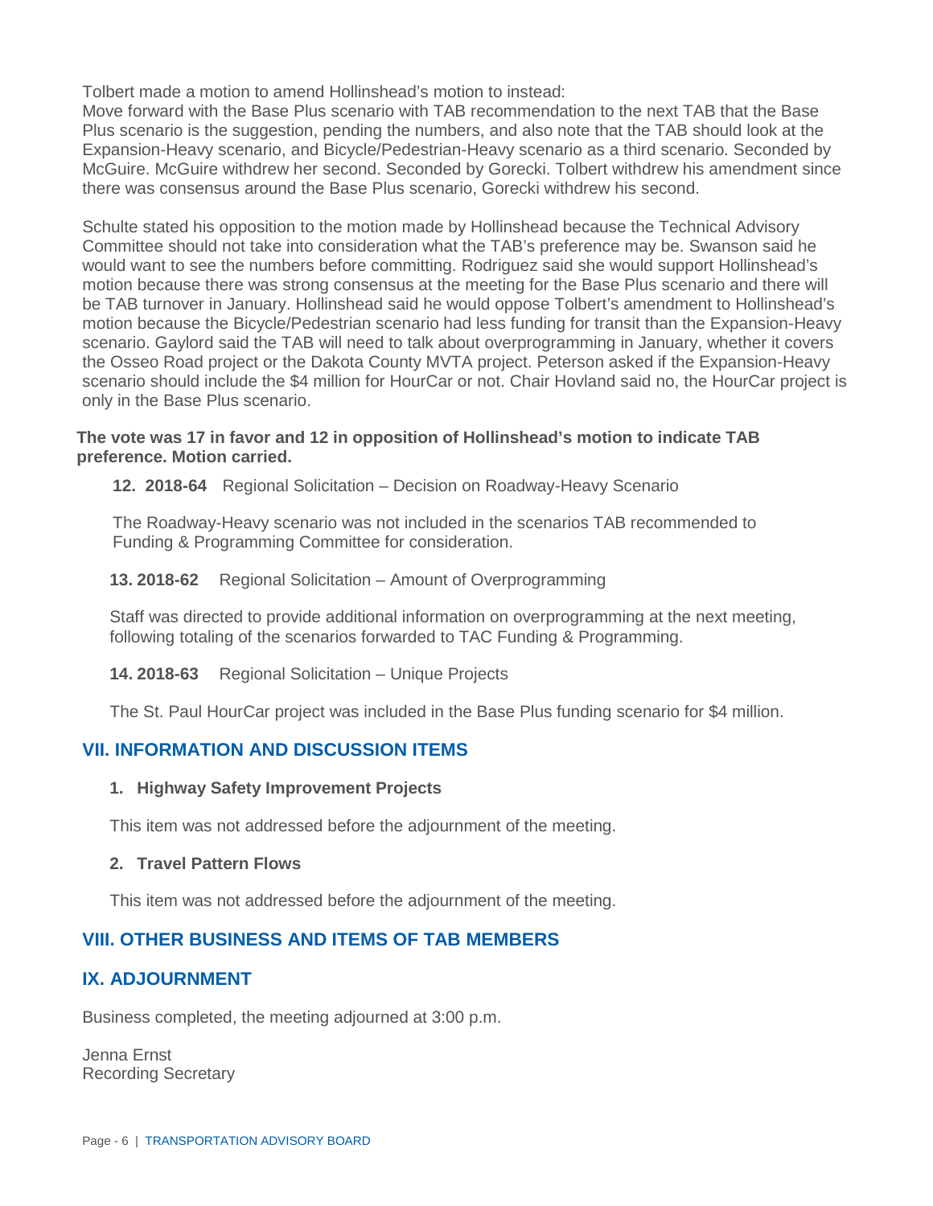Tolbert made a motion to amend Hollinshead's motion to instead:
Move forward with the Base Plus scenario with TAB recommendation to the next TAB that the Base Plus scenario is the suggestion, pending the numbers, and also note that the TAB should look at the Expansion-Heavy scenario, and Bicycle/Pedestrian-Heavy scenario as a third scenario. Seconded by McGuire. McGuire withdrew her second. Seconded by Gorecki. Tolbert withdrew his amendment since there was consensus around the Base Plus scenario, Gorecki withdrew his second.

Schulte stated his opposition to the motion made by Hollinshead because the Technical Advisory Committee should not take into consideration what the TAB's preference may be. Swanson said he would want to see the numbers before committing. Rodriguez said she would support Hollinshead's motion because there was strong consensus at the meeting for the Base Plus scenario and there will be TAB turnover in January. Hollinshead said he would oppose Tolbert's amendment to Hollinshead's motion because the Bicycle/Pedestrian scenario had less funding for transit than the Expansion-Heavy scenario. Gaylord said the TAB will need to talk about overprogramming in January, whether it covers the Osseo Road project or the Dakota County MVTA project. Peterson asked if the Expansion-Heavy scenario should include the $4 million for HourCar or not. Chair Hovland said no, the HourCar project is only in the Base Plus scenario.

**The vote was 17 in favor and 12 in opposition of Hollinshead's motion to indicate TAB preference. Motion carried.**

**12. 2018-64** Regional Solicitation – Decision on Roadway-Heavy Scenario

The Roadway-Heavy scenario was not included in the scenarios TAB recommended to Funding & Programming Committee for consideration.

**13. 2018-62** Regional Solicitation – Amount of Overprogramming

Staff was directed to provide additional information on overprogramming at the next meeting, following totaling of the scenarios forwarded to TAC Funding & Programming.

**14. 2018-63** Regional Solicitation – Unique Projects

The St. Paul HourCar project was included in the Base Plus funding scenario for $4 million.

## VII. INFORMATION AND DISCUSSION ITEMS

**1. Highway Safety Improvement Projects**

This item was not addressed before the adjournment of the meeting.

**2. Travel Pattern Flows**

This item was not addressed before the adjournment of the meeting.

## VIII. OTHER BUSINESS AND ITEMS OF TAB MEMBERS

## IX. ADJOURNMENT

Business completed, the meeting adjourned at 3:00 p.m.

Jenna Ernst
Recording Secretary